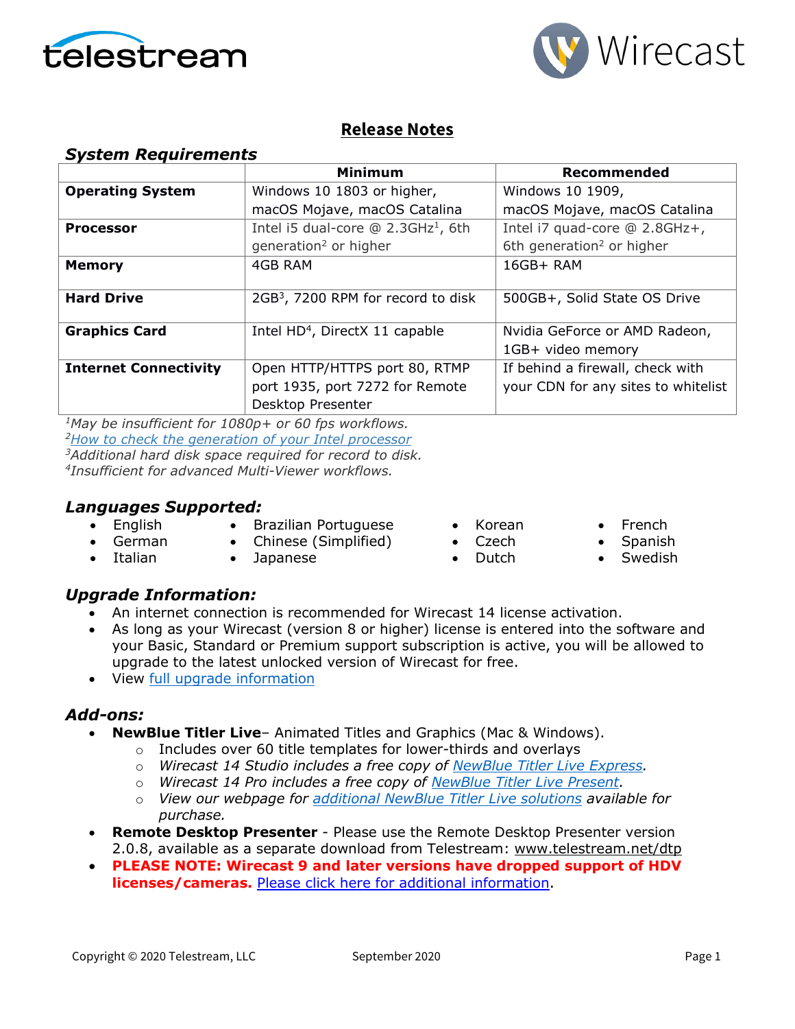# Release Notes

## System Requirements

| | Minimum | Recommended |
|---|---|---|
| **Operating System** | Windows 10 1803 or higher, macOS Mojave, macOS Catalina | Windows 10 1909, macOS Mojave, macOS Catalina |
| **Processor** | Intel i5 dual-core @ 2.3GHz[1], 6th generation[2] or higher | Intel i7 quad-core @ 2.8GHz+, 6th generation[2] or higher |
| **Memory** | 4GB RAM | 16GB+ RAM |
| **Hard Drive** | 2GB[3], 7200 RPM for record to disk | 500GB+, Solid State OS Drive |
| **Graphics Card** | Intel HD[4], DirectX 11 capable | Nvidia GeForce or AMD Radeon, 1GB+ video memory |
| **Internet Connectivity** | Open HTTP/HTTPS port 80, RTMP port 1935, port 7272 for Remote Desktop Presenter | If behind a firewall, check with your CDN for any sites to whitelist |

*[1]May be insufficient for 1080p+ or 60 fps workflows.*
*[2][How to check the generation of your Intel processor](#)*
*[3]Additional hard disk space required for record to disk.*
*[4]Insufficient for advanced Multi-Viewer workflows.*

## Languages Supported:

- English
- German
- Italian
- Brazilian Portuguese
- Chinese (Simplified)
- Japanese
- Korean
- Czech
- Dutch
- French
- Spanish
- Swedish

## Upgrade Information:

- An internet connection is recommended for Wirecast 14 license activation.
- As long as your Wirecast (version 8 or higher) license is entered into the software and your Basic, Standard or Premium support subscription is active, you will be allowed to upgrade to the latest unlocked version of Wirecast for free.
- View [full upgrade information](#)

## Add-ons:

- **NewBlue Titler Live**– Animated Titles and Graphics (Mac & Windows).
  - Includes over 60 title templates for lower-thirds and overlays
  - *Wirecast 14 Studio includes a free copy of [NewBlue Titler Live Express](#).*
  - *Wirecast 14 Pro includes a free copy of [NewBlue Titler Live Present](#).*
  - *View our webpage for [additional NewBlue Titler Live solutions](#) available for purchase.*
- **Remote Desktop Presenter** - Please use the Remote Desktop Presenter version 2.0.8, available as a separate download from Telestream: www.telestream.net/dtp
- **PLEASE NOTE: Wirecast 9 and later versions have dropped support of HDV licenses/cameras.** [Please click here for additional information](#).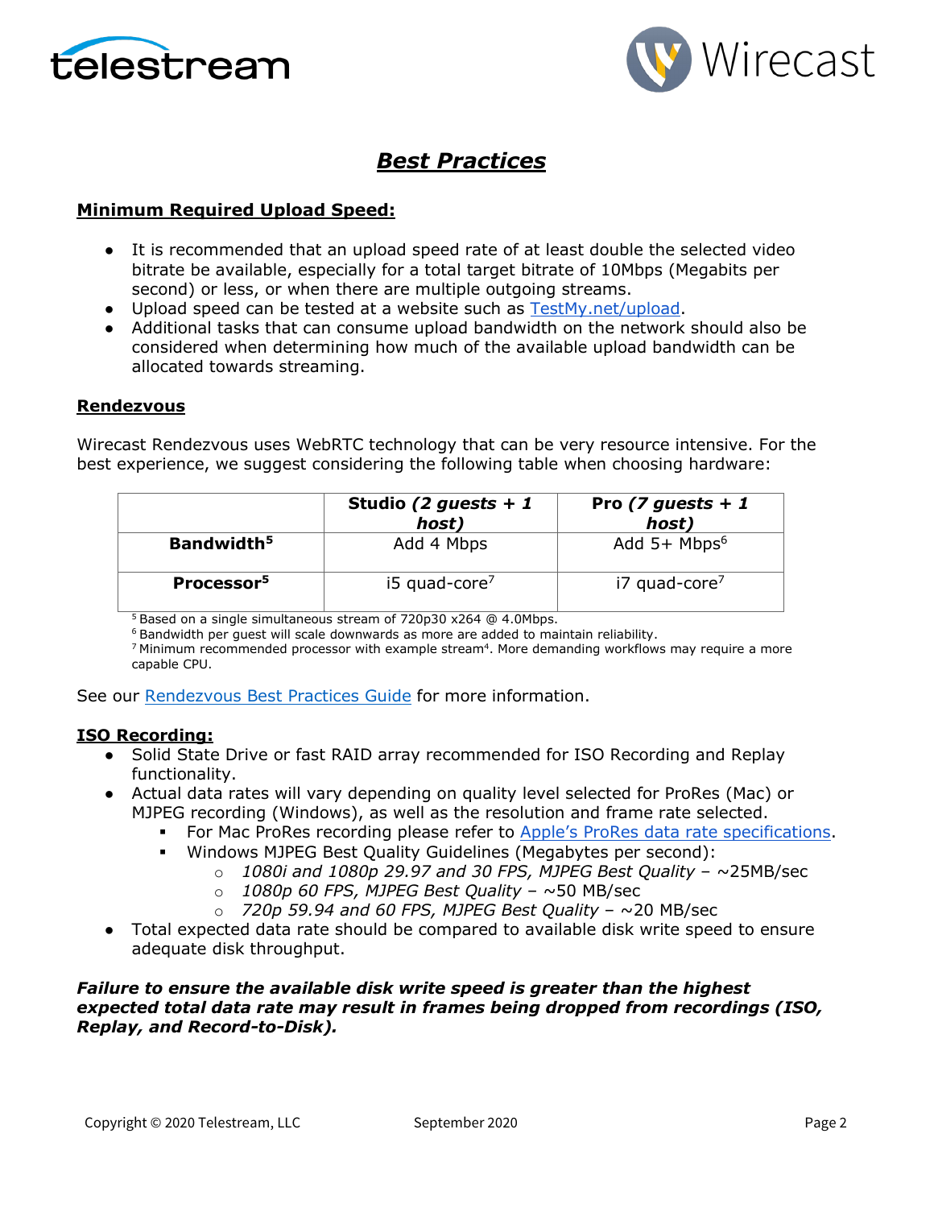# Best Practices

## Minimum Required Upload Speed:

- It is recommended that an upload speed rate of at least double the selected video bitrate be available, especially for a total target bitrate of 10Mbps (Megabits per second) or less, or when there are multiple outgoing streams.
- Upload speed can be tested at a website such as [TestMy.net/upload](TestMy.net/upload).
- Additional tasks that can consume upload bandwidth on the network should also be considered when determining how much of the available upload bandwidth can be allocated towards streaming.

## Rendezvous

Wirecast Rendezvous uses WebRTC technology that can be very resource intensive. For the best experience, we suggest considering the following table when choosing hardware:

| | **Studio *(2 guests + 1 host)*** | **Pro *(7 guests + 1 host)*** |
|---|---|---|
| **Bandwidth[5]** | Add 4 Mbps | Add 5+ Mbps[6] |
| **Processor[5]** | i5 quad-core[7] | i7 quad-core[7] |

[5] Based on a single simultaneous stream of 720p30 x264 @ 4.0Mbps.
[6] Bandwidth per guest will scale downwards as more are added to maintain reliability.
[7] Minimum recommended processor with example stream[4]. More demanding workflows may require a more capable CPU.

See our Rendezvous Best Practices Guide for more information.

## ISO Recording:

- Solid State Drive or fast RAID array recommended for ISO Recording and Replay functionality.
- Actual data rates will vary depending on quality level selected for ProRes (Mac) or MJPEG recording (Windows), as well as the resolution and frame rate selected.
  - For Mac ProRes recording please refer to Apple's ProRes data rate specifications.
  - Windows MJPEG Best Quality Guidelines (Megabytes per second):
    - *1080i and 1080p 29.97 and 30 FPS, MJPEG Best Quality* – ~25MB/sec
    - *1080p 60 FPS, MJPEG Best Quality* – ~50 MB/sec
    - *720p 59.94 and 60 FPS, MJPEG Best Quality* – ~20 MB/sec
- Total expected data rate should be compared to available disk write speed to ensure adequate disk throughput.

***Failure to ensure the available disk write speed is greater than the highest expected total data rate may result in frames being dropped from recordings (ISO, Replay, and Record-to-Disk).***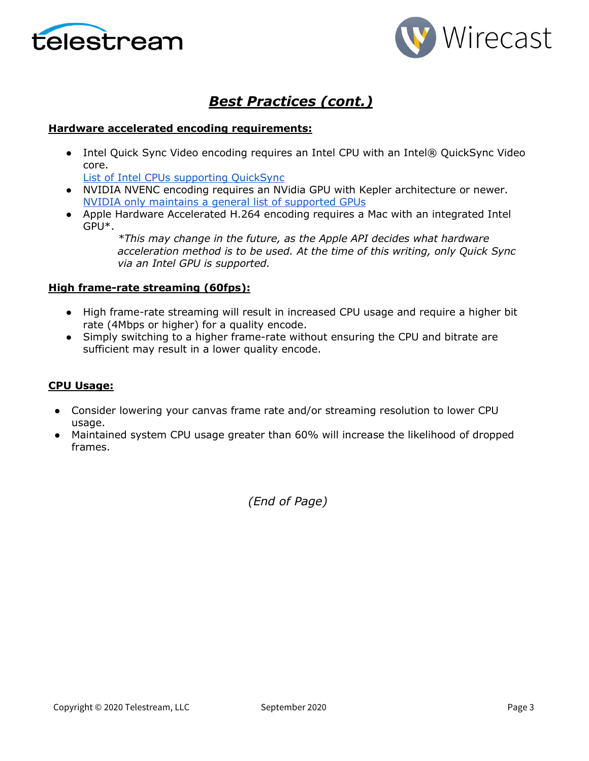# ***Best Practices (cont.)***

**Hardware accelerated encoding requirements:**

- Intel Quick Sync Video encoding requires an Intel CPU with an Intel® QuickSync Video core.
  List of Intel CPUs supporting QuickSync
- NVIDIA NVENC encoding requires an NVidia GPU with Kepler architecture or newer.
  NVIDIA only maintains a general list of supported GPUs
- Apple Hardware Accelerated H.264 encoding requires a Mac with an integrated Intel GPU*.

  *\*This may change in the future, as the Apple API decides what hardware acceleration method is to be used. At the time of this writing, only Quick Sync via an Intel GPU is supported.*

**High frame-rate streaming (60fps):**

- High frame-rate streaming will result in increased CPU usage and require a higher bit rate (4Mbps or higher) for a quality encode.
- Simply switching to a higher frame-rate without ensuring the CPU and bitrate are sufficient may result in a lower quality encode.

**CPU Usage:**

- Consider lowering your canvas frame rate and/or streaming resolution to lower CPU usage.
- Maintained system CPU usage greater than 60% will increase the likelihood of dropped frames.

*(End of Page)*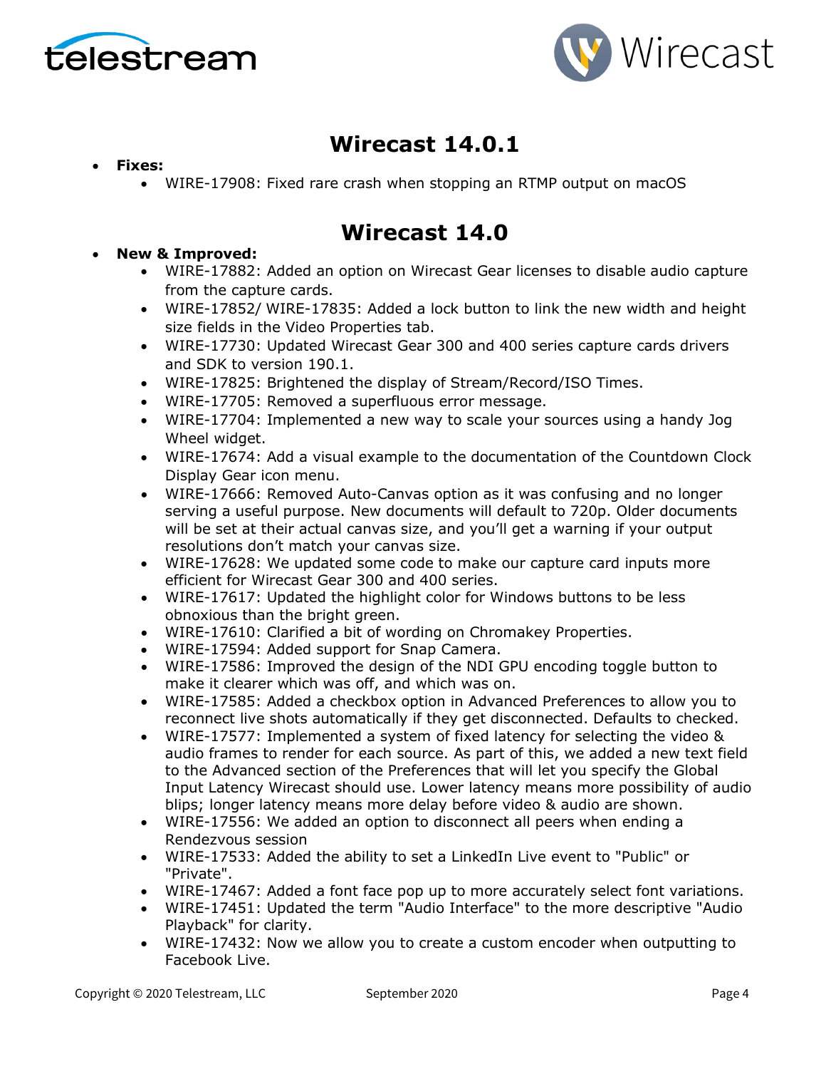# Wirecast 14.0.1

- **Fixes:**
  - WIRE-17908: Fixed rare crash when stopping an RTMP output on macOS

# Wirecast 14.0

- **New & Improved:**
  - WIRE-17882: Added an option on Wirecast Gear licenses to disable audio capture from the capture cards.
  - WIRE-17852/ WIRE-17835: Added a lock button to link the new width and height size fields in the Video Properties tab.
  - WIRE-17730: Updated Wirecast Gear 300 and 400 series capture cards drivers and SDK to version 190.1.
  - WIRE-17825: Brightened the display of Stream/Record/ISO Times.
  - WIRE-17705: Removed a superfluous error message.
  - WIRE-17704: Implemented a new way to scale your sources using a handy Jog Wheel widget.
  - WIRE-17674: Add a visual example to the documentation of the Countdown Clock Display Gear icon menu.
  - WIRE-17666: Removed Auto-Canvas option as it was confusing and no longer serving a useful purpose. New documents will default to 720p. Older documents will be set at their actual canvas size, and you'll get a warning if your output resolutions don't match your canvas size.
  - WIRE-17628: We updated some code to make our capture card inputs more efficient for Wirecast Gear 300 and 400 series.
  - WIRE-17617: Updated the highlight color for Windows buttons to be less obnoxious than the bright green.
  - WIRE-17610: Clarified a bit of wording on Chromakey Properties.
  - WIRE-17594: Added support for Snap Camera.
  - WIRE-17586: Improved the design of the NDI GPU encoding toggle button to make it clearer which was off, and which was on.
  - WIRE-17585: Added a checkbox option in Advanced Preferences to allow you to reconnect live shots automatically if they get disconnected. Defaults to checked.
  - WIRE-17577: Implemented a system of fixed latency for selecting the video & audio frames to render for each source. As part of this, we added a new text field to the Advanced section of the Preferences that will let you specify the Global Input Latency Wirecast should use. Lower latency means more possibility of audio blips; longer latency means more delay before video & audio are shown.
  - WIRE-17556: We added an option to disconnect all peers when ending a Rendezvous session
  - WIRE-17533: Added the ability to set a LinkedIn Live event to "Public" or "Private".
  - WIRE-17467: Added a font face pop up to more accurately select font variations.
  - WIRE-17451: Updated the term "Audio Interface" to the more descriptive "Audio Playback" for clarity.
  - WIRE-17432: Now we allow you to create a custom encoder when outputting to Facebook Live.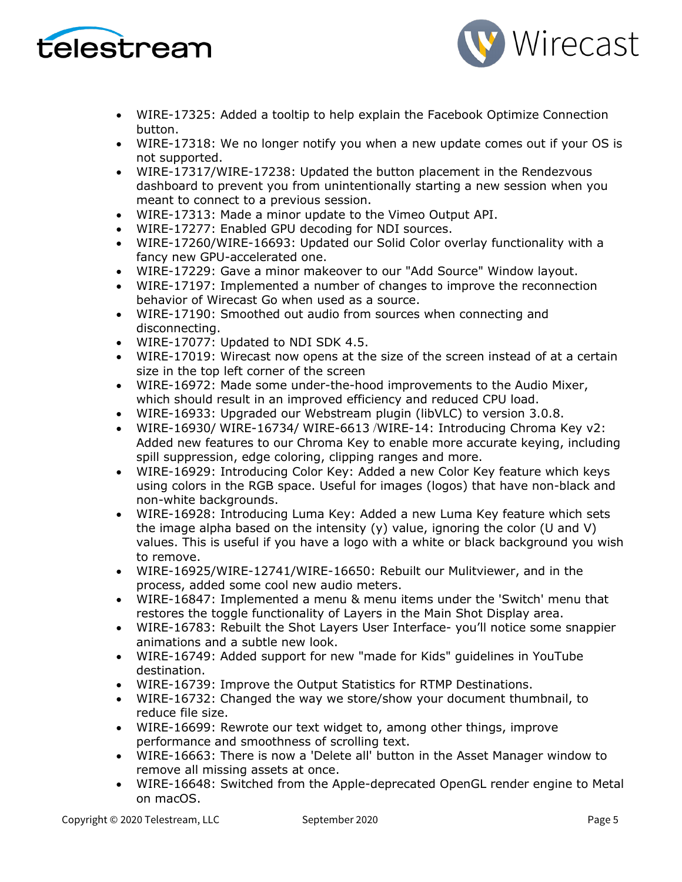- WIRE-17325: Added a tooltip to help explain the Facebook Optimize Connection button.
- WIRE-17318: We no longer notify you when a new update comes out if your OS is not supported.
- WIRE-17317/WIRE-17238: Updated the button placement in the Rendezvous dashboard to prevent you from unintentionally starting a new session when you meant to connect to a previous session.
- WIRE-17313: Made a minor update to the Vimeo Output API.
- WIRE-17277: Enabled GPU decoding for NDI sources.
- WIRE-17260/WIRE-16693: Updated our Solid Color overlay functionality with a fancy new GPU-accelerated one.
- WIRE-17229: Gave a minor makeover to our "Add Source" Window layout.
- WIRE-17197: Implemented a number of changes to improve the reconnection behavior of Wirecast Go when used as a source.
- WIRE-17190: Smoothed out audio from sources when connecting and disconnecting.
- WIRE-17077: Updated to NDI SDK 4.5.
- WIRE-17019: Wirecast now opens at the size of the screen instead of at a certain size in the top left corner of the screen
- WIRE-16972: Made some under-the-hood improvements to the Audio Mixer, which should result in an improved efficiency and reduced CPU load.
- WIRE-16933: Upgraded our Webstream plugin (libVLC) to version 3.0.8.
- WIRE-16930/ WIRE-16734/ WIRE-6613 /WIRE-14: Introducing Chroma Key v2: Added new features to our Chroma Key to enable more accurate keying, including spill suppression, edge coloring, clipping ranges and more.
- WIRE-16929: Introducing Color Key: Added a new Color Key feature which keys using colors in the RGB space. Useful for images (logos) that have non-black and non-white backgrounds.
- WIRE-16928: Introducing Luma Key: Added a new Luma Key feature which sets the image alpha based on the intensity (y) value, ignoring the color (U and V) values. This is useful if you have a logo with a white or black background you wish to remove.
- WIRE-16925/WIRE-12741/WIRE-16650: Rebuilt our Mulitviewer, and in the process, added some cool new audio meters.
- WIRE-16847: Implemented a menu & menu items under the 'Switch' menu that restores the toggle functionality of Layers in the Main Shot Display area.
- WIRE-16783: Rebuilt the Shot Layers User Interface- you'll notice some snappier animations and a subtle new look.
- WIRE-16749: Added support for new "made for Kids" guidelines in YouTube destination.
- WIRE-16739: Improve the Output Statistics for RTMP Destinations.
- WIRE-16732: Changed the way we store/show your document thumbnail, to reduce file size.
- WIRE-16699: Rewrote our text widget to, among other things, improve performance and smoothness of scrolling text.
- WIRE-16663: There is now a 'Delete all' button in the Asset Manager window to remove all missing assets at once.
- WIRE-16648: Switched from the Apple-deprecated OpenGL render engine to Metal on macOS.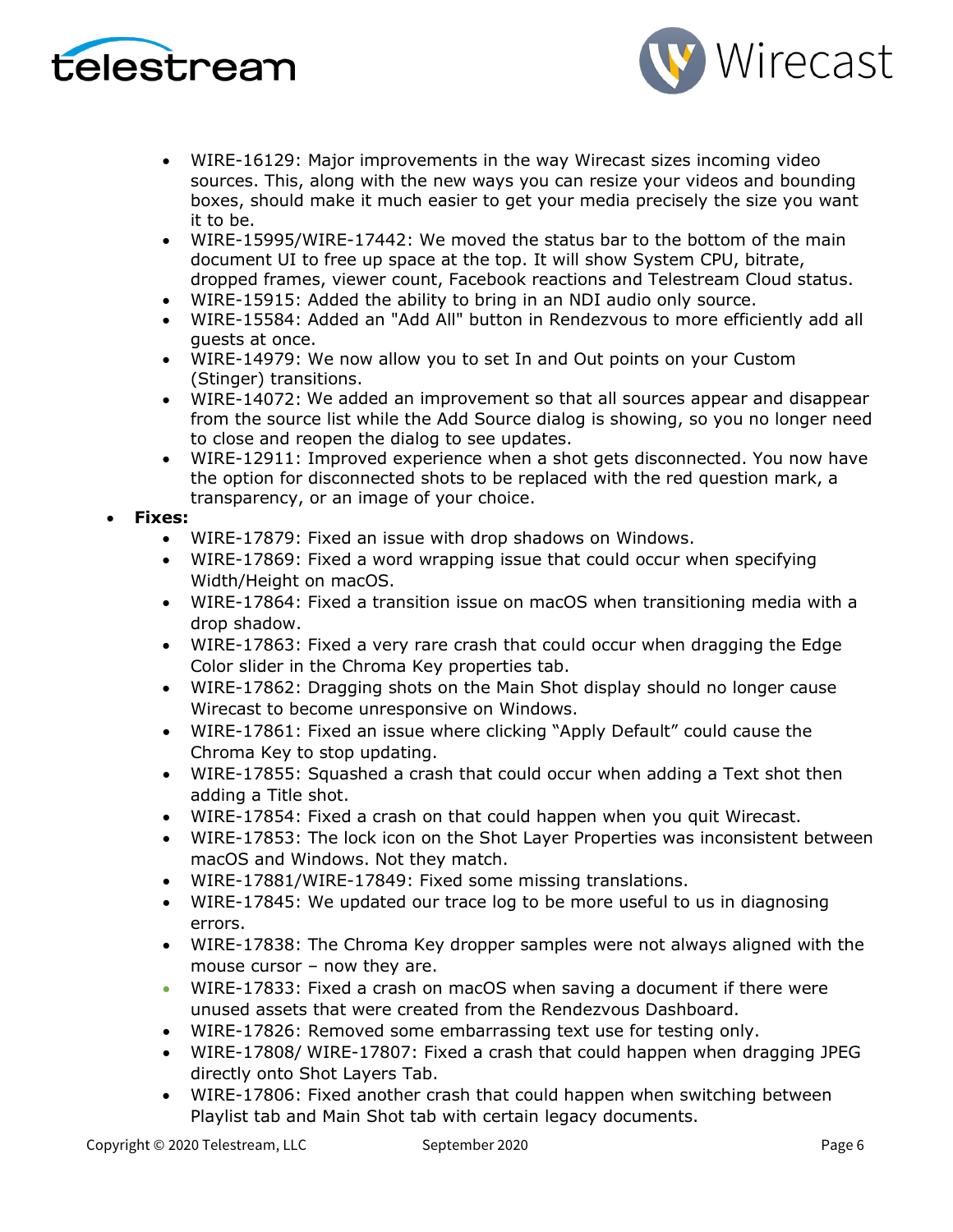- WIRE-16129: Major improvements in the way Wirecast sizes incoming video sources. This, along with the new ways you can resize your videos and bounding boxes, should make it much easier to get your media precisely the size you want it to be.
- WIRE-15995/WIRE-17442: We moved the status bar to the bottom of the main document UI to free up space at the top. It will show System CPU, bitrate, dropped frames, viewer count, Facebook reactions and Telestream Cloud status.
- WIRE-15915: Added the ability to bring in an NDI audio only source.
- WIRE-15584: Added an "Add All" button in Rendezvous to more efficiently add all guests at once.
- WIRE-14979: We now allow you to set In and Out points on your Custom (Stinger) transitions.
- WIRE-14072: We added an improvement so that all sources appear and disappear from the source list while the Add Source dialog is showing, so you no longer need to close and reopen the dialog to see updates.
- WIRE-12911: Improved experience when a shot gets disconnected. You now have the option for disconnected shots to be replaced with the red question mark, a transparency, or an image of your choice.

- **Fixes:**
  - WIRE-17879: Fixed an issue with drop shadows on Windows.
  - WIRE-17869: Fixed a word wrapping issue that could occur when specifying Width/Height on macOS.
  - WIRE-17864: Fixed a transition issue on macOS when transitioning media with a drop shadow.
  - WIRE-17863: Fixed a very rare crash that could occur when dragging the Edge Color slider in the Chroma Key properties tab.
  - WIRE-17862: Dragging shots on the Main Shot display should no longer cause Wirecast to become unresponsive on Windows.
  - WIRE-17861: Fixed an issue where clicking "Apply Default" could cause the Chroma Key to stop updating.
  - WIRE-17855: Squashed a crash that could occur when adding a Text shot then adding a Title shot.
  - WIRE-17854: Fixed a crash on that could happen when you quit Wirecast.
  - WIRE-17853: The lock icon on the Shot Layer Properties was inconsistent between macOS and Windows. Not they match.
  - WIRE-17881/WIRE-17849: Fixed some missing translations.
  - WIRE-17845: We updated our trace log to be more useful to us in diagnosing errors.
  - WIRE-17838: The Chroma Key dropper samples were not always aligned with the mouse cursor – now they are.
  - WIRE-17833: Fixed a crash on macOS when saving a document if there were unused assets that were created from the Rendezvous Dashboard.
  - WIRE-17826: Removed some embarrassing text use for testing only.
  - WIRE-17808/ WIRE-17807: Fixed a crash that could happen when dragging JPEG directly onto Shot Layers Tab.
  - WIRE-17806: Fixed another crash that could happen when switching between Playlist tab and Main Shot tab with certain legacy documents.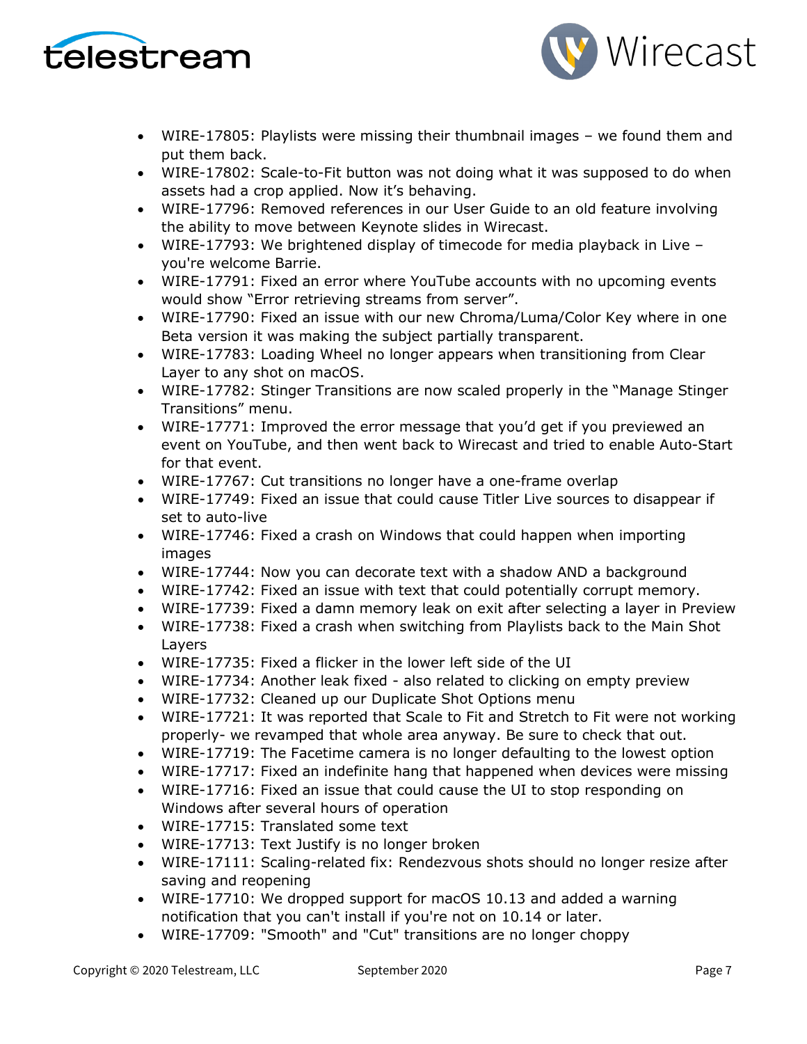- WIRE-17805: Playlists were missing their thumbnail images – we found them and put them back.
- WIRE-17802: Scale-to-Fit button was not doing what it was supposed to do when assets had a crop applied. Now it's behaving.
- WIRE-17796: Removed references in our User Guide to an old feature involving the ability to move between Keynote slides in Wirecast.
- WIRE-17793: We brightened display of timecode for media playback in Live – you're welcome Barrie.
- WIRE-17791: Fixed an error where YouTube accounts with no upcoming events would show "Error retrieving streams from server".
- WIRE-17790: Fixed an issue with our new Chroma/Luma/Color Key where in one Beta version it was making the subject partially transparent.
- WIRE-17783: Loading Wheel no longer appears when transitioning from Clear Layer to any shot on macOS.
- WIRE-17782: Stinger Transitions are now scaled properly in the "Manage Stinger Transitions" menu.
- WIRE-17771: Improved the error message that you'd get if you previewed an event on YouTube, and then went back to Wirecast and tried to enable Auto-Start for that event.
- WIRE-17767: Cut transitions no longer have a one-frame overlap
- WIRE-17749: Fixed an issue that could cause Titler Live sources to disappear if set to auto-live
- WIRE-17746: Fixed a crash on Windows that could happen when importing images
- WIRE-17744: Now you can decorate text with a shadow AND a background
- WIRE-17742: Fixed an issue with text that could potentially corrupt memory.
- WIRE-17739: Fixed a damn memory leak on exit after selecting a layer in Preview
- WIRE-17738: Fixed a crash when switching from Playlists back to the Main Shot Layers
- WIRE-17735: Fixed a flicker in the lower left side of the UI
- WIRE-17734: Another leak fixed - also related to clicking on empty preview
- WIRE-17732: Cleaned up our Duplicate Shot Options menu
- WIRE-17721: It was reported that Scale to Fit and Stretch to Fit were not working properly- we revamped that whole area anyway. Be sure to check that out.
- WIRE-17719: The Facetime camera is no longer defaulting to the lowest option
- WIRE-17717: Fixed an indefinite hang that happened when devices were missing
- WIRE-17716: Fixed an issue that could cause the UI to stop responding on Windows after several hours of operation
- WIRE-17715: Translated some text
- WIRE-17713: Text Justify is no longer broken
- WIRE-17111: Scaling-related fix: Rendezvous shots should no longer resize after saving and reopening
- WIRE-17710: We dropped support for macOS 10.13 and added a warning notification that you can't install if you're not on 10.14 or later.
- WIRE-17709: "Smooth" and "Cut" transitions are no longer choppy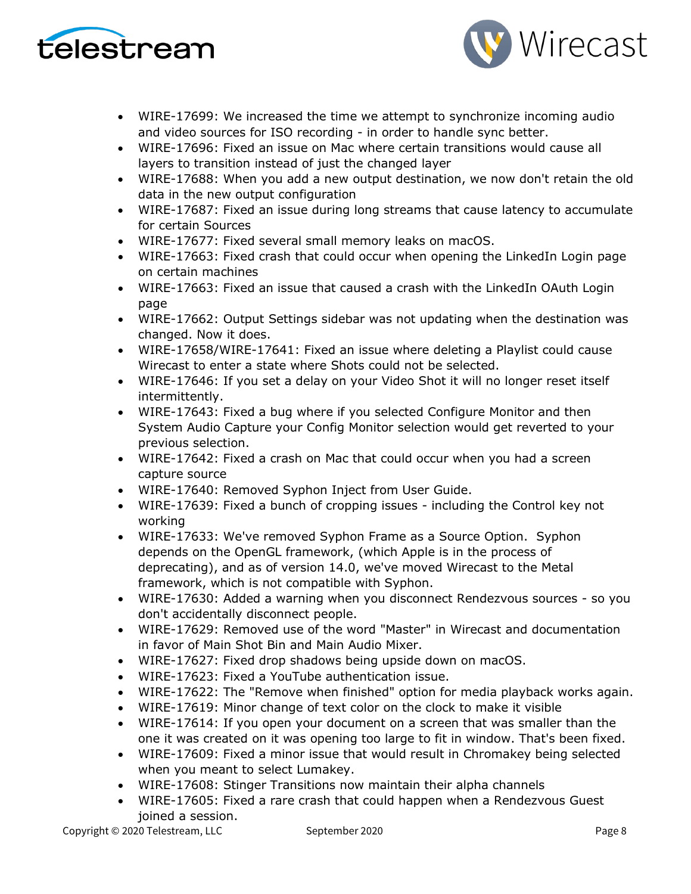- WIRE-17699: We increased the time we attempt to synchronize incoming audio and video sources for ISO recording - in order to handle sync better.
- WIRE-17696: Fixed an issue on Mac where certain transitions would cause all layers to transition instead of just the changed layer
- WIRE-17688: When you add a new output destination, we now don't retain the old data in the new output configuration
- WIRE-17687: Fixed an issue during long streams that cause latency to accumulate for certain Sources
- WIRE-17677: Fixed several small memory leaks on macOS.
- WIRE-17663: Fixed crash that could occur when opening the LinkedIn Login page on certain machines
- WIRE-17663: Fixed an issue that caused a crash with the LinkedIn OAuth Login page
- WIRE-17662: Output Settings sidebar was not updating when the destination was changed. Now it does.
- WIRE-17658/WIRE-17641: Fixed an issue where deleting a Playlist could cause Wirecast to enter a state where Shots could not be selected.
- WIRE-17646: If you set a delay on your Video Shot it will no longer reset itself intermittently.
- WIRE-17643: Fixed a bug where if you selected Configure Monitor and then System Audio Capture your Config Monitor selection would get reverted to your previous selection.
- WIRE-17642: Fixed a crash on Mac that could occur when you had a screen capture source
- WIRE-17640: Removed Syphon Inject from User Guide.
- WIRE-17639: Fixed a bunch of cropping issues - including the Control key not working
- WIRE-17633: We've removed Syphon Frame as a Source Option. Syphon depends on the OpenGL framework, (which Apple is in the process of deprecating), and as of version 14.0, we've moved Wirecast to the Metal framework, which is not compatible with Syphon.
- WIRE-17630: Added a warning when you disconnect Rendezvous sources - so you don't accidentally disconnect people.
- WIRE-17629: Removed use of the word "Master" in Wirecast and documentation in favor of Main Shot Bin and Main Audio Mixer.
- WIRE-17627: Fixed drop shadows being upside down on macOS.
- WIRE-17623: Fixed a YouTube authentication issue.
- WIRE-17622: The "Remove when finished" option for media playback works again.
- WIRE-17619: Minor change of text color on the clock to make it visible
- WIRE-17614: If you open your document on a screen that was smaller than the one it was created on it was opening too large to fit in window. That's been fixed.
- WIRE-17609: Fixed a minor issue that would result in Chromakey being selected when you meant to select Lumakey.
- WIRE-17608: Stinger Transitions now maintain their alpha channels
- WIRE-17605: Fixed a rare crash that could happen when a Rendezvous Guest joined a session.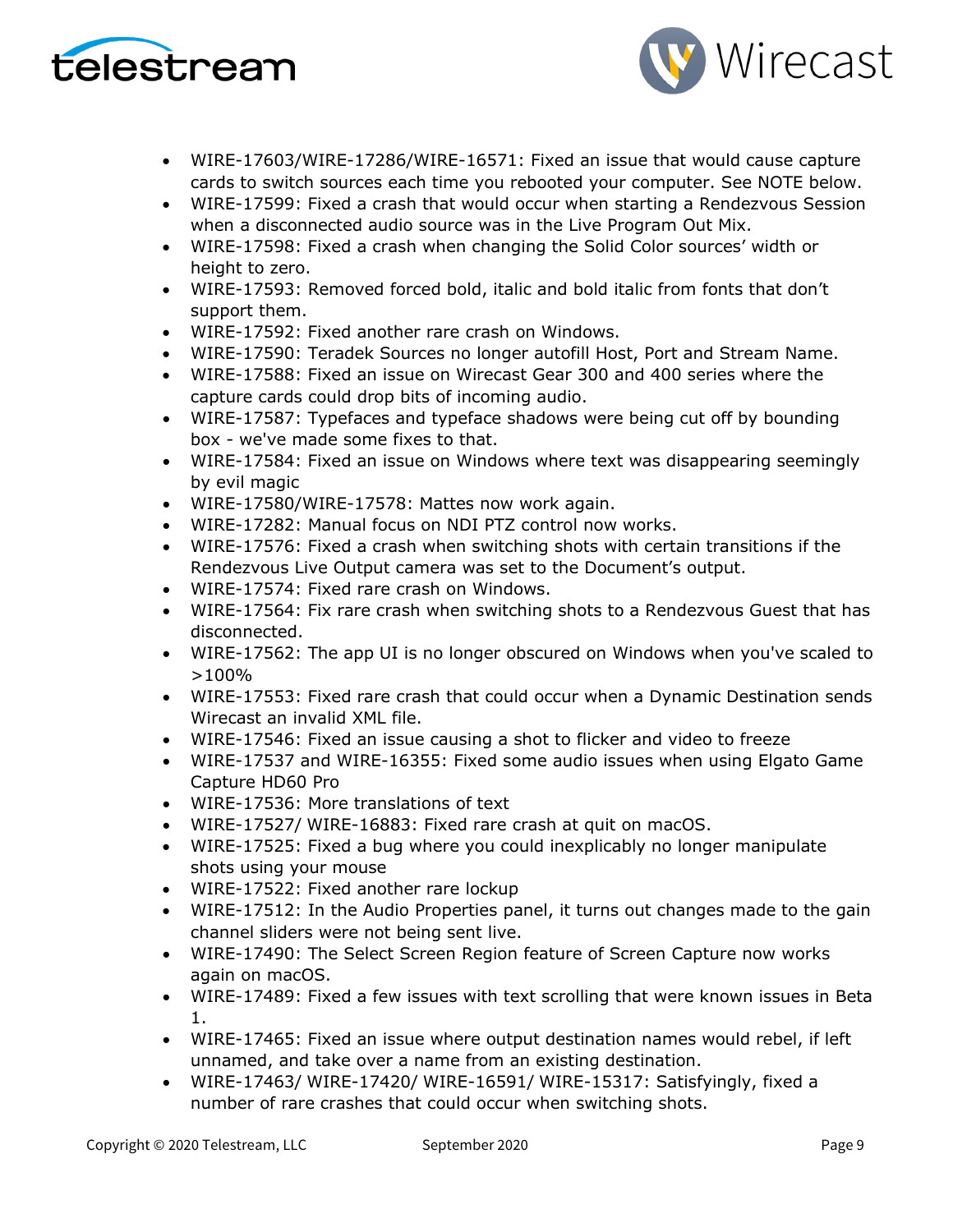- WIRE-17603/WIRE-17286/WIRE-16571: Fixed an issue that would cause capture cards to switch sources each time you rebooted your computer. See NOTE below.
- WIRE-17599: Fixed a crash that would occur when starting a Rendezvous Session when a disconnected audio source was in the Live Program Out Mix.
- WIRE-17598: Fixed a crash when changing the Solid Color sources' width or height to zero.
- WIRE-17593: Removed forced bold, italic and bold italic from fonts that don't support them.
- WIRE-17592: Fixed another rare crash on Windows.
- WIRE-17590: Teradek Sources no longer autofill Host, Port and Stream Name.
- WIRE-17588: Fixed an issue on Wirecast Gear 300 and 400 series where the capture cards could drop bits of incoming audio.
- WIRE-17587: Typefaces and typeface shadows were being cut off by bounding box - we've made some fixes to that.
- WIRE-17584: Fixed an issue on Windows where text was disappearing seemingly by evil magic
- WIRE-17580/WIRE-17578: Mattes now work again.
- WIRE-17282: Manual focus on NDI PTZ control now works.
- WIRE-17576: Fixed a crash when switching shots with certain transitions if the Rendezvous Live Output camera was set to the Document's output.
- WIRE-17574: Fixed rare crash on Windows.
- WIRE-17564: Fix rare crash when switching shots to a Rendezvous Guest that has disconnected.
- WIRE-17562: The app UI is no longer obscured on Windows when you've scaled to >100%
- WIRE-17553: Fixed rare crash that could occur when a Dynamic Destination sends Wirecast an invalid XML file.
- WIRE-17546: Fixed an issue causing a shot to flicker and video to freeze
- WIRE-17537 and WIRE-16355: Fixed some audio issues when using Elgato Game Capture HD60 Pro
- WIRE-17536: More translations of text
- WIRE-17527/ WIRE-16883: Fixed rare crash at quit on macOS.
- WIRE-17525: Fixed a bug where you could inexplicably no longer manipulate shots using your mouse
- WIRE-17522: Fixed another rare lockup
- WIRE-17512: In the Audio Properties panel, it turns out changes made to the gain channel sliders were not being sent live.
- WIRE-17490: The Select Screen Region feature of Screen Capture now works again on macOS.
- WIRE-17489: Fixed a few issues with text scrolling that were known issues in Beta 1.
- WIRE-17465: Fixed an issue where output destination names would rebel, if left unnamed, and take over a name from an existing destination.
- WIRE-17463/ WIRE-17420/ WIRE-16591/ WIRE-15317: Satisfyingly, fixed a number of rare crashes that could occur when switching shots.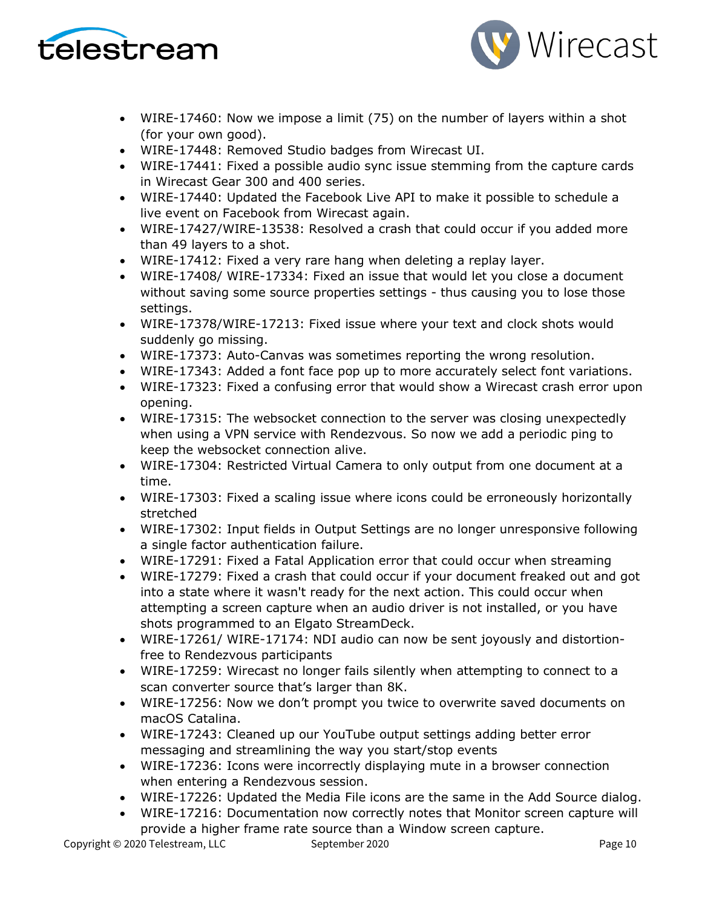- WIRE-17460: Now we impose a limit (75) on the number of layers within a shot (for your own good).
- WIRE-17448: Removed Studio badges from Wirecast UI.
- WIRE-17441: Fixed a possible audio sync issue stemming from the capture cards in Wirecast Gear 300 and 400 series.
- WIRE-17440: Updated the Facebook Live API to make it possible to schedule a live event on Facebook from Wirecast again.
- WIRE-17427/WIRE-13538: Resolved a crash that could occur if you added more than 49 layers to a shot.
- WIRE-17412: Fixed a very rare hang when deleting a replay layer.
- WIRE-17408/ WIRE-17334: Fixed an issue that would let you close a document without saving some source properties settings - thus causing you to lose those settings.
- WIRE-17378/WIRE-17213: Fixed issue where your text and clock shots would suddenly go missing.
- WIRE-17373: Auto-Canvas was sometimes reporting the wrong resolution.
- WIRE-17343: Added a font face pop up to more accurately select font variations.
- WIRE-17323: Fixed a confusing error that would show a Wirecast crash error upon opening.
- WIRE-17315: The websocket connection to the server was closing unexpectedly when using a VPN service with Rendezvous. So now we add a periodic ping to keep the websocket connection alive.
- WIRE-17304: Restricted Virtual Camera to only output from one document at a time.
- WIRE-17303: Fixed a scaling issue where icons could be erroneously horizontally stretched
- WIRE-17302: Input fields in Output Settings are no longer unresponsive following a single factor authentication failure.
- WIRE-17291: Fixed a Fatal Application error that could occur when streaming
- WIRE-17279: Fixed a crash that could occur if your document freaked out and got into a state where it wasn't ready for the next action. This could occur when attempting a screen capture when an audio driver is not installed, or you have shots programmed to an Elgato StreamDeck.
- WIRE-17261/ WIRE-17174: NDI audio can now be sent joyously and distortion-free to Rendezvous participants
- WIRE-17259: Wirecast no longer fails silently when attempting to connect to a scan converter source that's larger than 8K.
- WIRE-17256: Now we don't prompt you twice to overwrite saved documents on macOS Catalina.
- WIRE-17243: Cleaned up our YouTube output settings adding better error messaging and streamlining the way you start/stop events
- WIRE-17236: Icons were incorrectly displaying mute in a browser connection when entering a Rendezvous session.
- WIRE-17226: Updated the Media File icons are the same in the Add Source dialog.
- WIRE-17216: Documentation now correctly notes that Monitor screen capture will provide a higher frame rate source than a Window screen capture.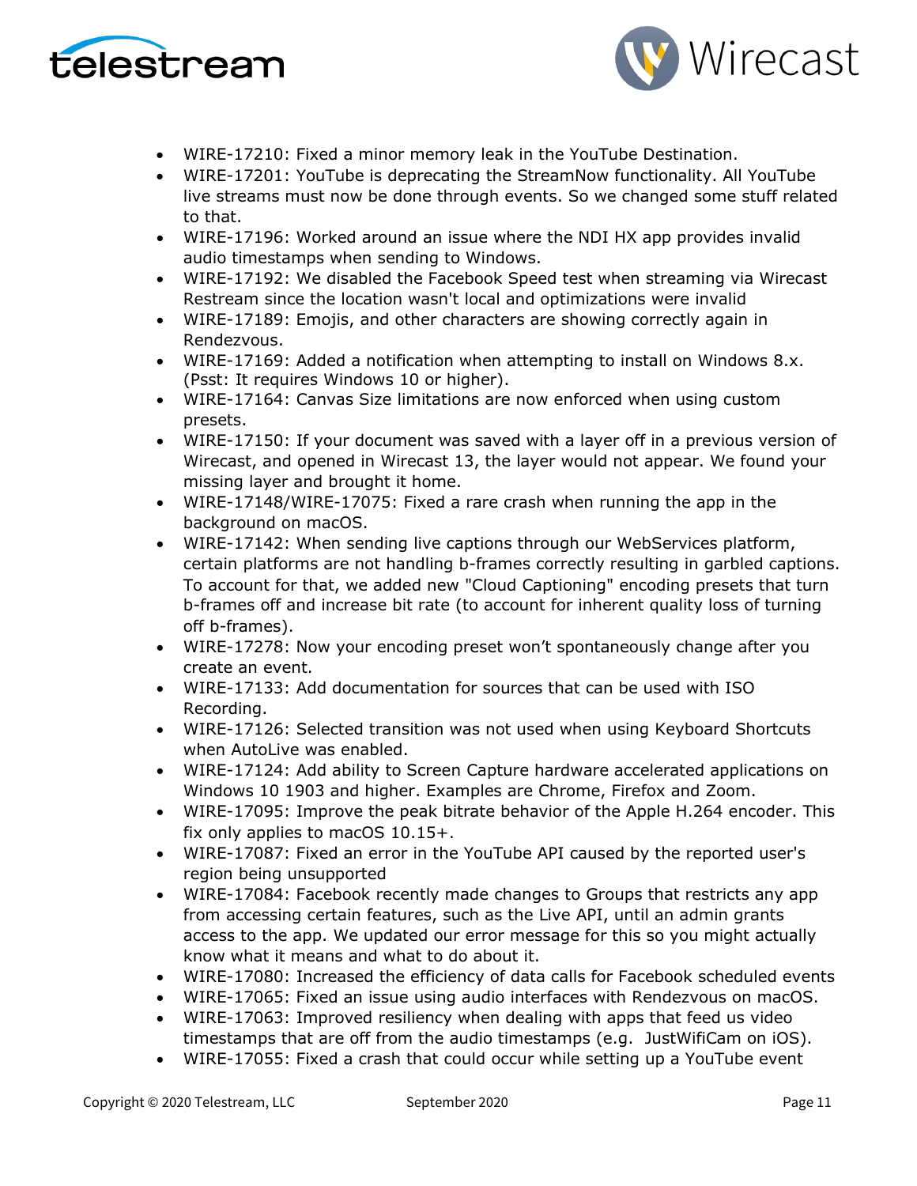- WIRE-17210: Fixed a minor memory leak in the YouTube Destination.
- WIRE-17201: YouTube is deprecating the StreamNow functionality. All YouTube live streams must now be done through events. So we changed some stuff related to that.
- WIRE-17196: Worked around an issue where the NDI HX app provides invalid audio timestamps when sending to Windows.
- WIRE-17192: We disabled the Facebook Speed test when streaming via Wirecast Restream since the location wasn't local and optimizations were invalid
- WIRE-17189: Emojis, and other characters are showing correctly again in Rendezvous.
- WIRE-17169: Added a notification when attempting to install on Windows 8.x. (Psst: It requires Windows 10 or higher).
- WIRE-17164: Canvas Size limitations are now enforced when using custom presets.
- WIRE-17150: If your document was saved with a layer off in a previous version of Wirecast, and opened in Wirecast 13, the layer would not appear. We found your missing layer and brought it home.
- WIRE-17148/WIRE-17075: Fixed a rare crash when running the app in the background on macOS.
- WIRE-17142: When sending live captions through our WebServices platform, certain platforms are not handling b-frames correctly resulting in garbled captions. To account for that, we added new "Cloud Captioning" encoding presets that turn b-frames off and increase bit rate (to account for inherent quality loss of turning off b-frames).
- WIRE-17278: Now your encoding preset won't spontaneously change after you create an event.
- WIRE-17133: Add documentation for sources that can be used with ISO Recording.
- WIRE-17126: Selected transition was not used when using Keyboard Shortcuts when AutoLive was enabled.
- WIRE-17124: Add ability to Screen Capture hardware accelerated applications on Windows 10 1903 and higher. Examples are Chrome, Firefox and Zoom.
- WIRE-17095: Improve the peak bitrate behavior of the Apple H.264 encoder. This fix only applies to macOS 10.15+.
- WIRE-17087: Fixed an error in the YouTube API caused by the reported user's region being unsupported
- WIRE-17084: Facebook recently made changes to Groups that restricts any app from accessing certain features, such as the Live API, until an admin grants access to the app. We updated our error message for this so you might actually know what it means and what to do about it.
- WIRE-17080: Increased the efficiency of data calls for Facebook scheduled events
- WIRE-17065: Fixed an issue using audio interfaces with Rendezvous on macOS.
- WIRE-17063: Improved resiliency when dealing with apps that feed us video timestamps that are off from the audio timestamps (e.g. JustWifiCam on iOS).
- WIRE-17055: Fixed a crash that could occur while setting up a YouTube event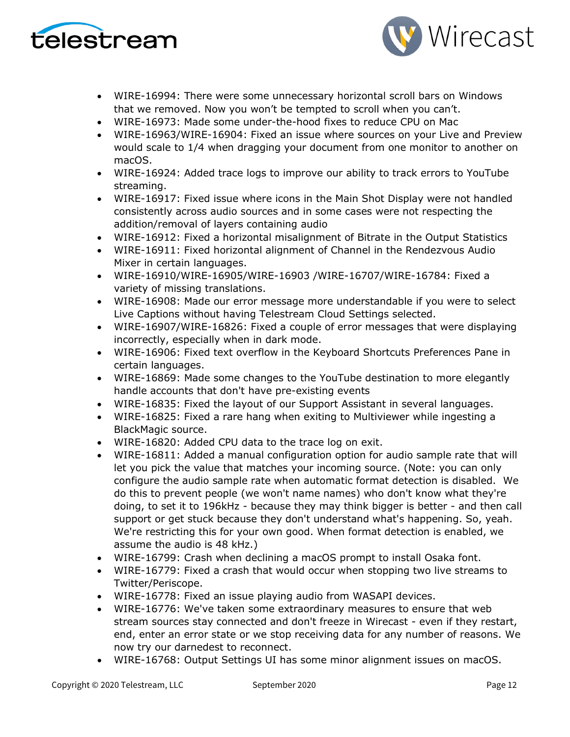- WIRE-16994: There were some unnecessary horizontal scroll bars on Windows that we removed. Now you won't be tempted to scroll when you can't.
- WIRE-16973: Made some under-the-hood fixes to reduce CPU on Mac
- WIRE-16963/WIRE-16904: Fixed an issue where sources on your Live and Preview would scale to 1/4 when dragging your document from one monitor to another on macOS.
- WIRE-16924: Added trace logs to improve our ability to track errors to YouTube streaming.
- WIRE-16917: Fixed issue where icons in the Main Shot Display were not handled consistently across audio sources and in some cases were not respecting the addition/removal of layers containing audio
- WIRE-16912: Fixed a horizontal misalignment of Bitrate in the Output Statistics
- WIRE-16911: Fixed horizontal alignment of Channel in the Rendezvous Audio Mixer in certain languages.
- WIRE-16910/WIRE-16905/WIRE-16903 /WIRE-16707/WIRE-16784: Fixed a variety of missing translations.
- WIRE-16908: Made our error message more understandable if you were to select Live Captions without having Telestream Cloud Settings selected.
- WIRE-16907/WIRE-16826: Fixed a couple of error messages that were displaying incorrectly, especially when in dark mode.
- WIRE-16906: Fixed text overflow in the Keyboard Shortcuts Preferences Pane in certain languages.
- WIRE-16869: Made some changes to the YouTube destination to more elegantly handle accounts that don't have pre-existing events
- WIRE-16835: Fixed the layout of our Support Assistant in several languages.
- WIRE-16825: Fixed a rare hang when exiting to Multiviewer while ingesting a BlackMagic source.
- WIRE-16820: Added CPU data to the trace log on exit.
- WIRE-16811: Added a manual configuration option for audio sample rate that will let you pick the value that matches your incoming source. (Note: you can only configure the audio sample rate when automatic format detection is disabled. We do this to prevent people (we won't name names) who don't know what they're doing, to set it to 196kHz - because they may think bigger is better - and then call support or get stuck because they don't understand what's happening. So, yeah. We're restricting this for your own good. When format detection is enabled, we assume the audio is 48 kHz.)
- WIRE-16799: Crash when declining a macOS prompt to install Osaka font.
- WIRE-16779: Fixed a crash that would occur when stopping two live streams to Twitter/Periscope.
- WIRE-16778: Fixed an issue playing audio from WASAPI devices.
- WIRE-16776: We've taken some extraordinary measures to ensure that web stream sources stay connected and don't freeze in Wirecast - even if they restart, end, enter an error state or we stop receiving data for any number of reasons. We now try our darnedest to reconnect.
- WIRE-16768: Output Settings UI has some minor alignment issues on macOS.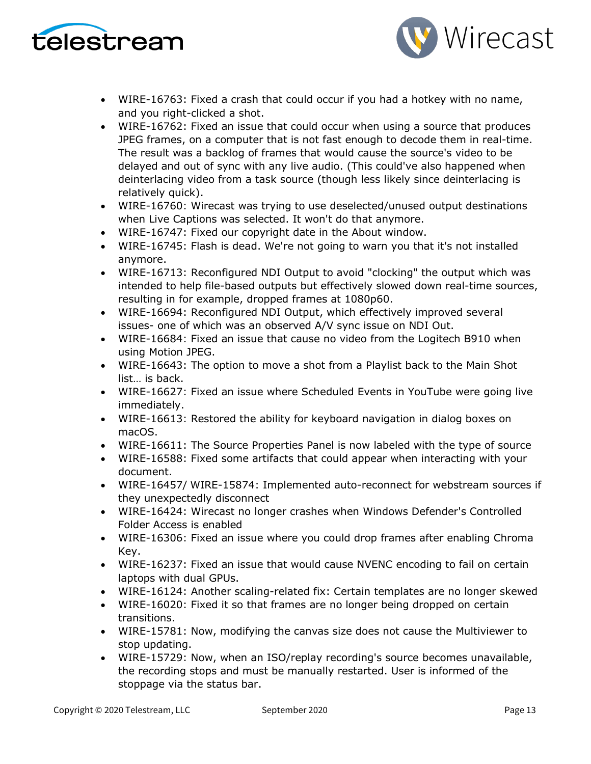- WIRE-16763: Fixed a crash that could occur if you had a hotkey with no name, and you right-clicked a shot.
- WIRE-16762: Fixed an issue that could occur when using a source that produces JPEG frames, on a computer that is not fast enough to decode them in real-time. The result was a backlog of frames that would cause the source's video to be delayed and out of sync with any live audio. (This could've also happened when deinterlacing video from a task source (though less likely since deinterlacing is relatively quick).
- WIRE-16760: Wirecast was trying to use deselected/unused output destinations when Live Captions was selected. It won't do that anymore.
- WIRE-16747: Fixed our copyright date in the About window.
- WIRE-16745: Flash is dead. We're not going to warn you that it's not installed anymore.
- WIRE-16713: Reconfigured NDI Output to avoid "clocking" the output which was intended to help file-based outputs but effectively slowed down real-time sources, resulting in for example, dropped frames at 1080p60.
- WIRE-16694: Reconfigured NDI Output, which effectively improved several issues- one of which was an observed A/V sync issue on NDI Out.
- WIRE-16684: Fixed an issue that cause no video from the Logitech B910 when using Motion JPEG.
- WIRE-16643: The option to move a shot from a Playlist back to the Main Shot list… is back.
- WIRE-16627: Fixed an issue where Scheduled Events in YouTube were going live immediately.
- WIRE-16613: Restored the ability for keyboard navigation in dialog boxes on macOS.
- WIRE-16611: The Source Properties Panel is now labeled with the type of source
- WIRE-16588: Fixed some artifacts that could appear when interacting with your document.
- WIRE-16457/ WIRE-15874: Implemented auto-reconnect for webstream sources if they unexpectedly disconnect
- WIRE-16424: Wirecast no longer crashes when Windows Defender's Controlled Folder Access is enabled
- WIRE-16306: Fixed an issue where you could drop frames after enabling Chroma Key.
- WIRE-16237: Fixed an issue that would cause NVENC encoding to fail on certain laptops with dual GPUs.
- WIRE-16124: Another scaling-related fix: Certain templates are no longer skewed
- WIRE-16020: Fixed it so that frames are no longer being dropped on certain transitions.
- WIRE-15781: Now, modifying the canvas size does not cause the Multiviewer to stop updating.
- WIRE-15729: Now, when an ISO/replay recording's source becomes unavailable, the recording stops and must be manually restarted. User is informed of the stoppage via the status bar.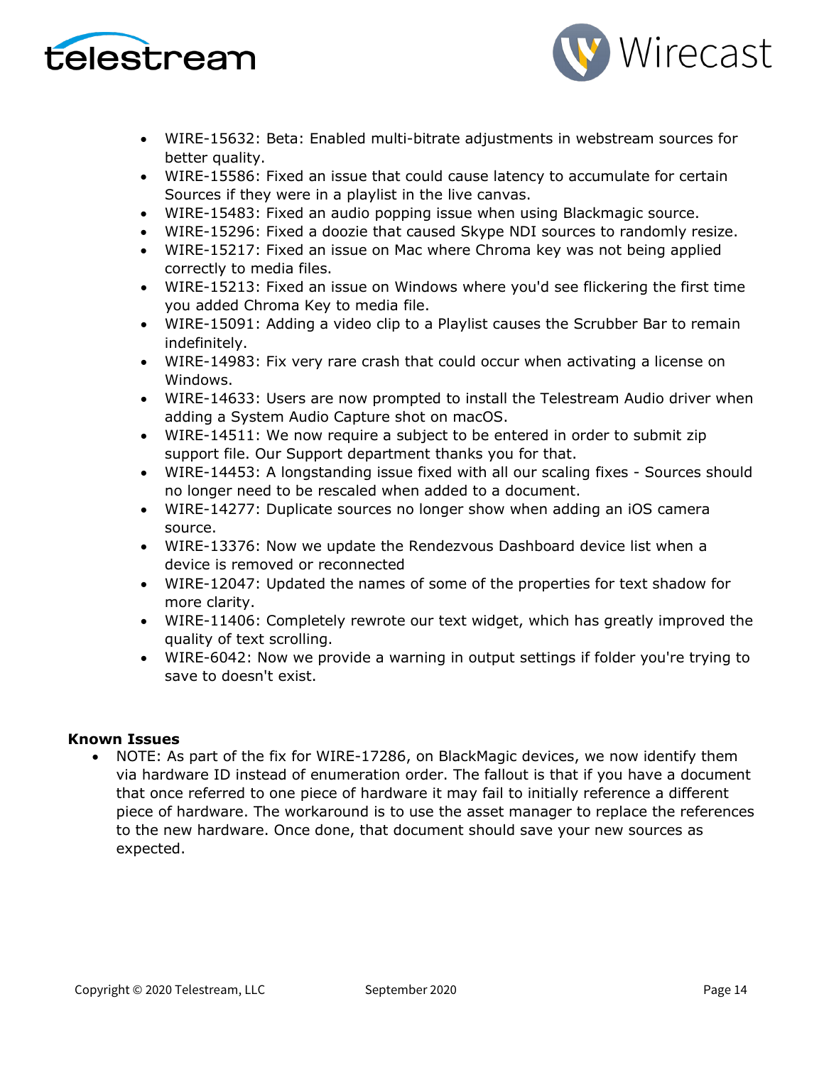- WIRE-15632: Beta: Enabled multi-bitrate adjustments in webstream sources for better quality.
- WIRE-15586: Fixed an issue that could cause latency to accumulate for certain Sources if they were in a playlist in the live canvas.
- WIRE-15483: Fixed an audio popping issue when using Blackmagic source.
- WIRE-15296: Fixed a doozie that caused Skype NDI sources to randomly resize.
- WIRE-15217: Fixed an issue on Mac where Chroma key was not being applied correctly to media files.
- WIRE-15213: Fixed an issue on Windows where you'd see flickering the first time you added Chroma Key to media file.
- WIRE-15091: Adding a video clip to a Playlist causes the Scrubber Bar to remain indefinitely.
- WIRE-14983: Fix very rare crash that could occur when activating a license on Windows.
- WIRE-14633: Users are now prompted to install the Telestream Audio driver when adding a System Audio Capture shot on macOS.
- WIRE-14511: We now require a subject to be entered in order to submit zip support file. Our Support department thanks you for that.
- WIRE-14453: A longstanding issue fixed with all our scaling fixes - Sources should no longer need to be rescaled when added to a document.
- WIRE-14277: Duplicate sources no longer show when adding an iOS camera source.
- WIRE-13376: Now we update the Rendezvous Dashboard device list when a device is removed or reconnected
- WIRE-12047: Updated the names of some of the properties for text shadow for more clarity.
- WIRE-11406: Completely rewrote our text widget, which has greatly improved the quality of text scrolling.
- WIRE-6042: Now we provide a warning in output settings if folder you're trying to save to doesn't exist.

**Known Issues**

- NOTE: As part of the fix for WIRE-17286, on BlackMagic devices, we now identify them via hardware ID instead of enumeration order. The fallout is that if you have a document that once referred to one piece of hardware it may fail to initially reference a different piece of hardware. The workaround is to use the asset manager to replace the references to the new hardware. Once done, that document should save your new sources as expected.